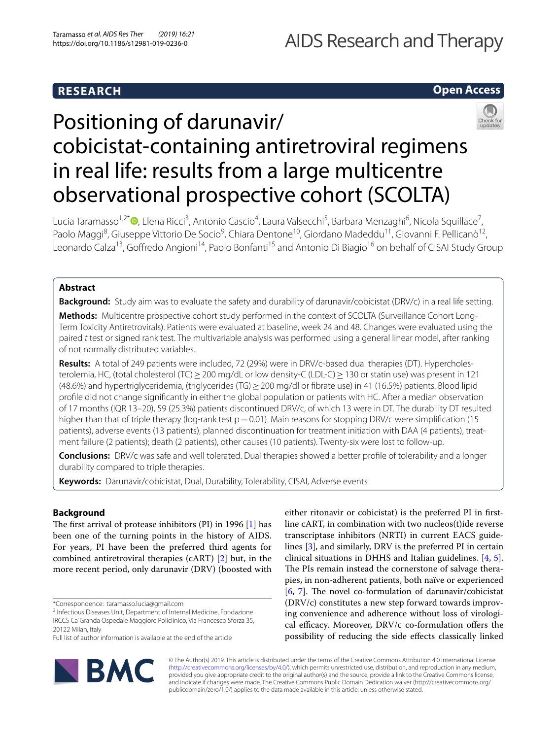## RESEARCH

**Open Access**

# Positioning of darunavir/cobicistat-containing antiretroviral regimens in real life: results from a large multicentre observational prospective cohort (SCOLTA)

Lucia Taramasso[1,2*], Elena Ricci[3], Antonio Cascio[4], Laura Valsecchi[5], Barbara Menzaghi[6], Nicola Squillace[7], Paolo Maggi[8], Giuseppe Vittorio De Socio[9], Chiara Dentone[10], Giordano Madeddu[11], Giovanni F. Pellicanò[12], Leonardo Calza[13], Goffredo Angioni[14], Paolo Bonfanti[15] and Antonio Di Biagio[16] on behalf of CISAI Study Group

## Abstract

**Background:** Study aim was to evaluate the safety and durability of darunavir/cobicistat (DRV/c) in a real life setting.

**Methods:** Multicentre prospective cohort study performed in the context of SCOLTA (Surveillance Cohort Long-Term Toxicity Antiretrovirals). Patients were evaluated at baseline, week 24 and 48. Changes were evaluated using the paired *t* test or signed rank test. The multivariable analysis was performed using a general linear model, after ranking of not normally distributed variables.

**Results:** A total of 249 patients were included, 72 (29%) were in DRV/c-based dual therapies (DT). Hypercholesterolemia, HC, (total cholesterol (TC) ≥ 200 mg/dL or low density-C (LDL-C) ≥ 130 or statin use) was present in 121 (48.6%) and hypertriglyceridemia, (triglycerides (TG) ≥ 200 mg/dl or fibrate use) in 41 (16.5%) patients. Blood lipid profile did not change significantly in either the global population or patients with HC. After a median observation of 17 months (IQR 13–20), 59 (25.3%) patients discontinued DRV/c, of which 13 were in DT. The durability DT resulted higher than that of triple therapy (log-rank test p = 0.01). Main reasons for stopping DRV/c were simplification (15 patients), adverse events (13 patients), planned discontinuation for treatment initiation with DAA (4 patients), treatment failure (2 patients); death (2 patients), other causes (10 patients). Twenty-six were lost to follow-up.

**Conclusions:** DRV/c was safe and well tolerated. Dual therapies showed a better profile of tolerability and a longer durability compared to triple therapies.

**Keywords:** Darunavir/cobicistat, Dual, Durability, Tolerability, CISAI, Adverse events

## Background

The first arrival of protease inhibitors (PI) in 1996 [1] has been one of the turning points in the history of AIDS. For years, PI have been the preferred third agents for combined antiretroviral therapies (cART) [2] but, in the more recent period, only darunavir (DRV) (boosted with either ritonavir or cobicistat) is the preferred PI in first-line cART, in combination with two nucleos(t)ide reverse transcriptase inhibitors (NRTI) in current EACS guidelines [3], and similarly, DRV is the preferred PI in certain clinical situations in DHHS and Italian guidelines. [4, 5]. The PIs remain instead the cornerstone of salvage therapies, in non-adherent patients, both naïve or experienced [6, 7]. The novel co-formulation of darunavir/cobicistat (DRV/c) constitutes a new step forward towards improving convenience and adherence without loss of virological efficacy. Moreover, DRV/c co-formulation offers the possibility of reducing the side effects classically linked

*Correspondence: taramasso.lucia@gmail.com
[2] Infectious Diseases Unit, Department of Internal Medicine, Fondazione IRCCS Ca' Granda Ospedale Maggiore Policlinico, Via Francesco Sforza 35, 20122 Milan, Italy
Full list of author information is available at the end of the article

© The Author(s) 2019. This article is distributed under the terms of the Creative Commons Attribution 4.0 International License (http://creativecommons.org/licenses/by/4.0/), which permits unrestricted use, distribution, and reproduction in any medium, provided you give appropriate credit to the original author(s) and the source, provide a link to the Creative Commons license, and indicate if changes were made. The Creative Commons Public Domain Dedication waiver (http://creativecommons.org/publicdomain/zero/1.0/) applies to the data made available in this article, unless otherwise stated.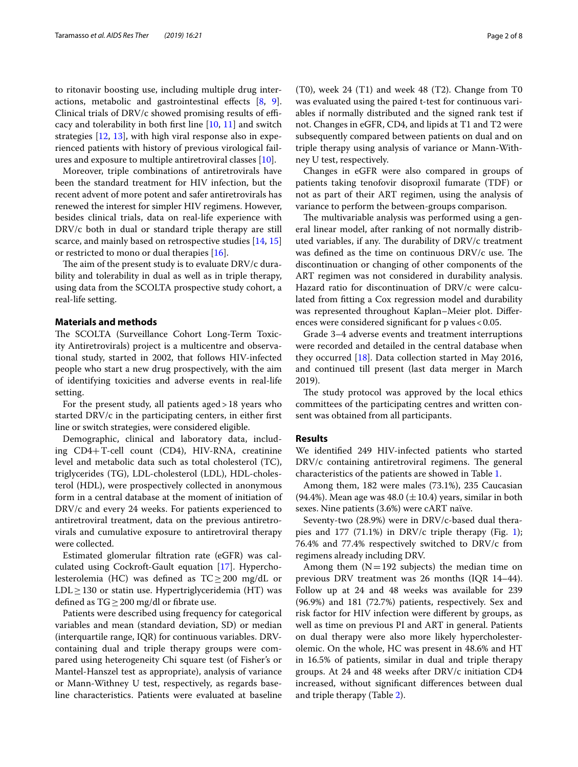to ritonavir boosting use, including multiple drug interactions, metabolic and gastrointestinal effects [8, 9]. Clinical trials of DRV/c showed promising results of efficacy and tolerability in both first line [10, 11] and switch strategies [12, 13], with high viral response also in experienced patients with history of previous virological failures and exposure to multiple antiretroviral classes [10].

Moreover, triple combinations of antiretrovirals have been the standard treatment for HIV infection, but the recent advent of more potent and safer antiretrovirals has renewed the interest for simpler HIV regimens. However, besides clinical trials, data on real-life experience with DRV/c both in dual or standard triple therapy are still scarce, and mainly based on retrospective studies [14, 15] or restricted to mono or dual therapies [16].

The aim of the present study is to evaluate DRV/c durability and tolerability in dual as well as in triple therapy, using data from the SCOLTA prospective study cohort, a real-life setting.

## Materials and methods

The SCOLTA (Surveillance Cohort Long-Term Toxicity Antiretrovirals) project is a multicentre and observational study, started in 2002, that follows HIV-infected people who start a new drug prospectively, with the aim of identifying toxicities and adverse events in real-life setting.

For the present study, all patients aged > 18 years who started DRV/c in the participating centers, in either first line or switch strategies, were considered eligible.

Demographic, clinical and laboratory data, including CD4+ T-cell count (CD4), HIV-RNA, creatinine level and metabolic data such as total cholesterol (TC), triglycerides (TG), LDL-cholesterol (LDL), HDL-cholesterol (HDL), were prospectively collected in anonymous form in a central database at the moment of initiation of DRV/c and every 24 weeks. For patients experienced to antiretroviral treatment, data on the previous antiretrovirals and cumulative exposure to antiretroviral therapy were collected.

Estimated glomerular filtration rate (eGFR) was calculated using Cockroft-Gault equation [17]. Hypercholesterolemia (HC) was defined as TC ≥ 200 mg/dL or LDL ≥ 130 or statin use. Hypertriglyceridemia (HT) was defined as TG ≥ 200 mg/dl or fibrate use.

Patients were described using frequency for categorical variables and mean (standard deviation, SD) or median (interquartile range, IQR) for continuous variables. DRV-containing dual and triple therapy groups were compared using heterogeneity Chi square test (of Fisher's or Mantel-Hanszel test as appropriate), analysis of variance or Mann-Withney U test, respectively, as regards baseline characteristics. Patients were evaluated at baseline (T0), week 24 (T1) and week 48 (T2). Change from T0 was evaluated using the paired t-test for continuous variables if normally distributed and the signed rank test if not. Changes in eGFR, CD4, and lipids at T1 and T2 were subsequently compared between patients on dual and on triple therapy using analysis of variance or Mann-Withney U test, respectively.

Changes in eGFR were also compared in groups of patients taking tenofovir disoproxil fumarate (TDF) or not as part of their ART regimen, using the analysis of variance to perform the between-groups comparison.

The multivariable analysis was performed using a general linear model, after ranking of not normally distributed variables, if any. The durability of DRV/c treatment was defined as the time on continuous DRV/c use. The discontinuation or changing of other components of the ART regimen was not considered in durability analysis. Hazard ratio for discontinuation of DRV/c were calculated from fitting a Cox regression model and durability was represented throughout Kaplan–Meier plot. Differences were considered significant for p values < 0.05.

Grade 3–4 adverse events and treatment interruptions were recorded and detailed in the central database when they occurred [18]. Data collection started in May 2016, and continued till present (last data merger in March 2019).

The study protocol was approved by the local ethics committees of the participating centres and written consent was obtained from all participants.

## Results

We identified 249 HIV-infected patients who started DRV/c containing antiretroviral regimens. The general characteristics of the patients are showed in Table 1.

Among them, 182 were males (73.1%), 235 Caucasian (94.4%). Mean age was 48.0 (± 10.4) years, similar in both sexes. Nine patients (3.6%) were cART naïve.

Seventy-two (28.9%) were in DRV/c-based dual therapies and 177 (71.1%) in DRV/c triple therapy (Fig. 1); 76.4% and 77.4% respectively switched to DRV/c from regimens already including DRV.

Among them (N = 192 subjects) the median time on previous DRV treatment was 26 months (IQR 14–44). Follow up at 24 and 48 weeks was available for 239 (96.9%) and 181 (72.7%) patients, respectively. Sex and risk factor for HIV infection were different by groups, as well as time on previous PI and ART in general. Patients on dual therapy were also more likely hypercholesterolemic. On the whole, HC was present in 48.6% and HT in 16.5% of patients, similar in dual and triple therapy groups. At 24 and 48 weeks after DRV/c initiation CD4 increased, without significant differences between dual and triple therapy (Table 2).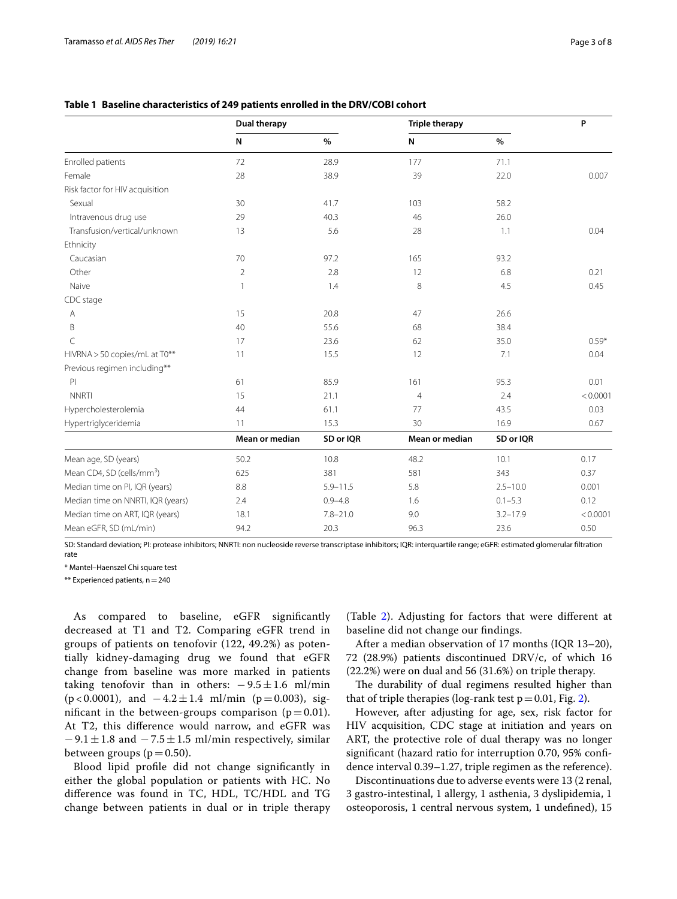**Table 1 Baseline characteristics of 249 patients enrolled in the DRV/COBI cohort**

| | Dual therapy | | Triple therapy | | P |
|---|---|---|---|---|---|
| | N | % | N | % | |
| Enrolled patients | 72 | 28.9 | 177 | 71.1 | |
| Female | 28 | 38.9 | 39 | 22.0 | 0.007 |
| Risk factor for HIV acquisition | | | | | |
| Sexual | 30 | 41.7 | 103 | 58.2 | |
| Intravenous drug use | 29 | 40.3 | 46 | 26.0 | |
| Transfusion/vertical/unknown | 13 | 5.6 | 28 | 1.1 | 0.04 |
| Ethnicity | | | | | |
| Caucasian | 70 | 97.2 | 165 | 93.2 | |
| Other | 2 | 2.8 | 12 | 6.8 | 0.21 |
| Naive | 1 | 1.4 | 8 | 4.5 | 0.45 |
| CDC stage | | | | | |
| A | 15 | 20.8 | 47 | 26.6 | |
| B | 40 | 55.6 | 68 | 38.4 | |
| C | 17 | 23.6 | 62 | 35.0 | 0.59* |
| HIVRNA > 50 copies/mL at T0** | 11 | 15.5 | 12 | 7.1 | 0.04 |
| Previous regimen including** | | | | | |
| PI | 61 | 85.9 | 161 | 95.3 | 0.01 |
| NNRTI | 15 | 21.1 | 4 | 2.4 | < 0.0001 |
| Hypercholesterolemia | 44 | 61.1 | 77 | 43.5 | 0.03 |
| Hypertriglyceridemia | 11 | 15.3 | 30 | 16.9 | 0.67 |
| | **Mean or median** | **SD or IQR** | **Mean or median** | **SD or IQR** | |
| Mean age, SD (years) | 50.2 | 10.8 | 48.2 | 10.1 | 0.17 |
| Mean CD4, SD (cells/mm$^3$) | 625 | 381 | 581 | 343 | 0.37 |
| Median time on PI, IQR (years) | 8.8 | 5.9–11.5 | 5.8 | 2.5–10.0 | 0.001 |
| Median time on NNRTI, IQR (years) | 2.4 | 0.9–4.8 | 1.6 | 0.1–5.3 | 0.12 |
| Median time on ART, IQR (years) | 18.1 | 7.8–21.0 | 9.0 | 3.2–17.9 | < 0.0001 |
| Mean eGFR, SD (mL/min) | 94.2 | 20.3 | 96.3 | 23.6 | 0.50 |

SD: Standard deviation; PI: protease inhibitors; NNRTI: non nucleoside reverse transcriptase inhibitors; IQR: interquartile range; eGFR: estimated glomerular filtration rate

\* Mantel–Haenszel Chi square test

\*\* Experienced patients, n = 240

As compared to baseline, eGFR significantly decreased at T1 and T2. Comparing eGFR trend in groups of patients on tenofovir (122, 49.2%) as potentially kidney-damaging drug we found that eGFR change from baseline was more marked in patients taking tenofovir than in others: $-9.5 \pm 1.6$ ml/min ($p < 0.0001$), and $-4.2 \pm 1.4$ ml/min ($p = 0.003$), significant in the between-groups comparison ($p = 0.01$). At T2, this difference would narrow, and eGFR was $-9.1 \pm 1.8$ and $-7.5 \pm 1.5$ ml/min respectively, similar between groups ($p = 0.50$).

Blood lipid profile did not change significantly in either the global population or patients with HC. No difference was found in TC, HDL, TC/HDL and TG change between patients in dual or in triple therapy (Table 2). Adjusting for factors that were different at baseline did not change our findings.

After a median observation of 17 months (IQR 13–20), 72 (28.9%) patients discontinued DRV/c, of which 16 (22.2%) were on dual and 56 (31.6%) on triple therapy.

The durability of dual regimens resulted higher than that of triple therapies (log-rank test $p = 0.01$, Fig. 2).

However, after adjusting for age, sex, risk factor for HIV acquisition, CDC stage at initiation and years on ART, the protective role of dual therapy was no longer significant (hazard ratio for interruption 0.70, 95% confidence interval 0.39–1.27, triple regimen as the reference).

Discontinuations due to adverse events were 13 (2 renal, 3 gastro-intestinal, 1 allergy, 1 asthenia, 3 dyslipidemia, 1 osteoporosis, 1 central nervous system, 1 undefined), 15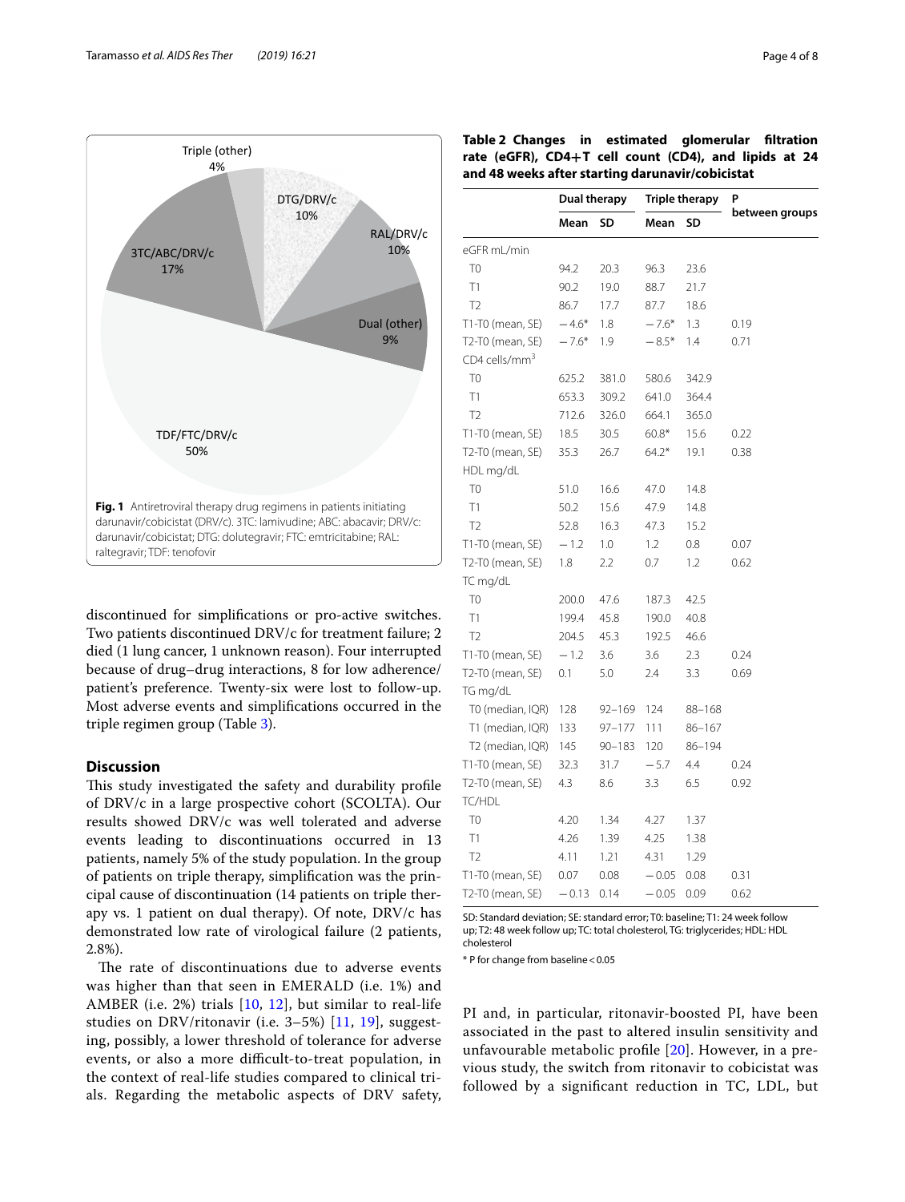Fig. 1 Antiretroviral therapy drug regimens in patients initiating darunavir/cobicistat (DRV/c). 3TC: lamivudine; ABC: abacavir; DRV/c: darunavir/cobicistat; DTG: dolutegravir; FTC: emtricitabine; RAL: raltegravir; TDF: tenofovir

discontinued for simplifications or pro-active switches. Two patients discontinued DRV/c for treatment failure; 2 died (1 lung cancer, 1 unknown reason). Four interrupted because of drug–drug interactions, 8 for low adherence/patient's preference. Twenty-six were lost to follow-up. Most adverse events and simplifications occurred in the triple regimen group (Table 3).

**Table 2 Changes in estimated glomerular filtration rate (eGFR), CD4+T cell count (CD4), and lipids at 24 and 48 weeks after starting darunavir/cobicistat**

| | Dual therapy | | Triple therapy | | P between groups |
|---|---|---|---|---|---|
| | Mean | SD | Mean | SD | |
| eGFR mL/min | | | | | |
| T0 | 94.2 | 20.3 | 96.3 | 23.6 | |
| T1 | 90.2 | 19.0 | 88.7 | 21.7 | |
| T2 | 86.7 | 17.7 | 87.7 | 18.6 | |
| T1-T0 (mean, SE) | −4.6* | 1.8 | −7.6* | 1.3 | 0.19 |
| T2-T0 (mean, SE) | −7.6* | 1.9 | −8.5* | 1.4 | 0.71 |
| CD4 cells/mm$^3$ | | | | | |
| T0 | 625.2 | 381.0 | 580.6 | 342.9 | |
| T1 | 653.3 | 309.2 | 641.0 | 364.4 | |
| T2 | 712.6 | 326.0 | 664.1 | 365.0 | |
| T1-T0 (mean, SE) | 18.5 | 30.5 | 60.8* | 15.6 | 0.22 |
| T2-T0 (mean, SE) | 35.3 | 26.7 | 64.2* | 19.1 | 0.38 |
| HDL mg/dL | | | | | |
| T0 | 51.0 | 16.6 | 47.0 | 14.8 | |
| T1 | 50.2 | 15.6 | 47.9 | 14.8 | |
| T2 | 52.8 | 16.3 | 47.3 | 15.2 | |
| T1-T0 (mean, SE) | −1.2 | 1.0 | 1.2 | 0.8 | 0.07 |
| T2-T0 (mean, SE) | 1.8 | 2.2 | 0.7 | 1.2 | 0.62 |
| TC mg/dL | | | | | |
| T0 | 200.0 | 47.6 | 187.3 | 42.5 | |
| T1 | 199.4 | 45.8 | 190.0 | 40.8 | |
| T2 | 204.5 | 45.3 | 192.5 | 46.6 | |
| T1-T0 (mean, SE) | −1.2 | 3.6 | 3.6 | 2.3 | 0.24 |
| T2-T0 (mean, SE) | 0.1 | 5.0 | 2.4 | 3.3 | 0.69 |
| TG mg/dL | | | | | |
| T0 (median, IQR) | 128 | 92–169 | 124 | 88–168 | |
| T1 (median, IQR) | 133 | 97–177 | 111 | 86–167 | |
| T2 (median, IQR) | 145 | 90–183 | 120 | 86–194 | |
| T1-T0 (mean, SE) | 32.3 | 31.7 | −5.7 | 4.4 | 0.24 |
| T2-T0 (mean, SE) | 4.3 | 8.6 | 3.3 | 6.5 | 0.92 |
| TC/HDL | | | | | |
| T0 | 4.20 | 1.34 | 4.27 | 1.37 | |
| T1 | 4.26 | 1.39 | 4.25 | 1.38 | |
| T2 | 4.11 | 1.21 | 4.31 | 1.29 | |
| T1-T0 (mean, SE) | 0.07 | 0.08 | −0.05 | 0.08 | 0.31 |
| T2-T0 (mean, SE) | −0.13 | 0.14 | −0.05 | 0.09 | 0.62 |

SD: Standard deviation; SE: standard error; T0: baseline; T1: 24 week follow up; T2: 48 week follow up; TC: total cholesterol, TG: triglycerides; HDL: HDL cholesterol

\* P for change from baseline < 0.05

## Discussion

This study investigated the safety and durability profile of DRV/c in a large prospective cohort (SCOLTA). Our results showed DRV/c was well tolerated and adverse events leading to discontinuations occurred in 13 patients, namely 5% of the study population. In the group of patients on triple therapy, simplification was the principal cause of discontinuation (14 patients on triple therapy vs. 1 patient on dual therapy). Of note, DRV/c has demonstrated low rate of virological failure (2 patients, 2.8%).

The rate of discontinuations due to adverse events was higher than that seen in EMERALD (i.e. 1%) and AMBER (i.e. 2%) trials [10, 12], but similar to real-life studies on DRV/ritonavir (i.e. 3–5%) [11, 19], suggesting, possibly, a lower threshold of tolerance for adverse events, or also a more difficult-to-treat population, in the context of real-life studies compared to clinical trials. Regarding the metabolic aspects of DRV safety, PI and, in particular, ritonavir-boosted PI, have been associated in the past to altered insulin sensitivity and unfavourable metabolic profile [20]. However, in a previous study, the switch from ritonavir to cobicistat was followed by a significant reduction in TC, LDL, but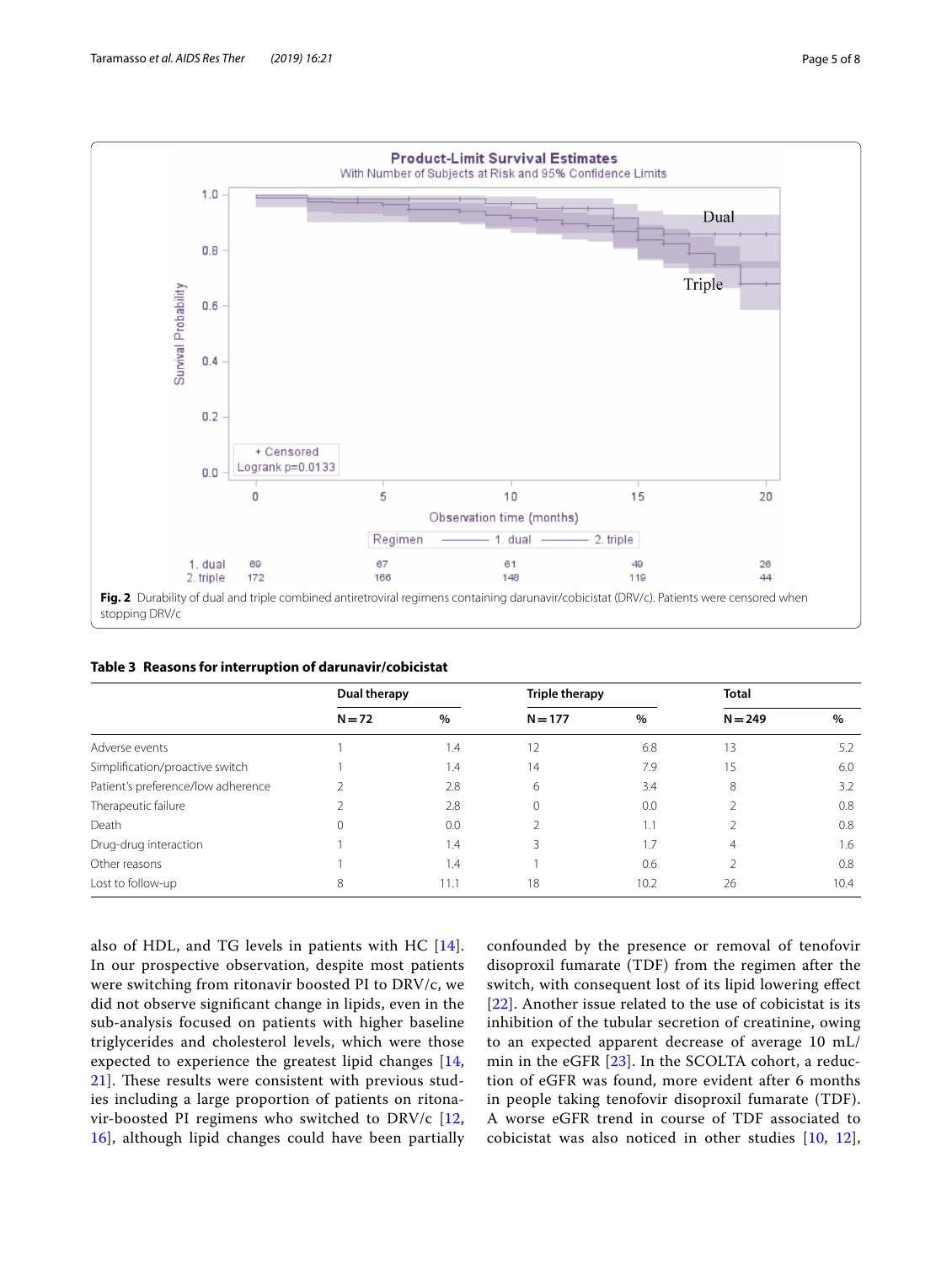Fig. 2 Durability of dual and triple combined antiretroviral regimens containing darunavir/cobicistat (DRV/c). Patients were censored when stopping DRV/c

**Table 3 Reasons for interruption of darunavir/cobicistat**

| | Dual therapy | | Triple therapy | | Total | |
|---|---|---|---|---|---|---|
| | N = 72 | % | N = 177 | % | N = 249 | % |
| Adverse events | 1 | 1.4 | 12 | 6.8 | 13 | 5.2 |
| Simplification/proactive switch | 1 | 1.4 | 14 | 7.9 | 15 | 6.0 |
| Patient's preference/low adherence | 2 | 2.8 | 6 | 3.4 | 8 | 3.2 |
| Therapeutic failure | 2 | 2.8 | 0 | 0.0 | 2 | 0.8 |
| Death | 0 | 0.0 | 2 | 1.1 | 2 | 0.8 |
| Drug-drug interaction | 1 | 1.4 | 3 | 1.7 | 4 | 1.6 |
| Other reasons | 1 | 1.4 | 1 | 0.6 | 2 | 0.8 |
| Lost to follow-up | 8 | 11.1 | 18 | 10.2 | 26 | 10.4 |

also of HDL, and TG levels in patients with HC [14]. In our prospective observation, despite most patients were switching from ritonavir boosted PI to DRV/c, we did not observe significant change in lipids, even in the sub-analysis focused on patients with higher baseline triglycerides and cholesterol levels, which were those expected to experience the greatest lipid changes [14, 21]. These results were consistent with previous studies including a large proportion of patients on ritonavir-boosted PI regimens who switched to DRV/c [12, 16], although lipid changes could have been partially confounded by the presence or removal of tenofovir disoproxil fumarate (TDF) from the regimen after the switch, with consequent lost of its lipid lowering effect [22]. Another issue related to the use of cobicistat is its inhibition of the tubular secretion of creatinine, owing to an expected apparent decrease of average 10 mL/min in the eGFR [23]. In the SCOLTA cohort, a reduction of eGFR was found, more evident after 6 months in people taking tenofovir disoproxil fumarate (TDF). A worse eGFR trend in course of TDF associated to cobicistat was also noticed in other studies [10, 12],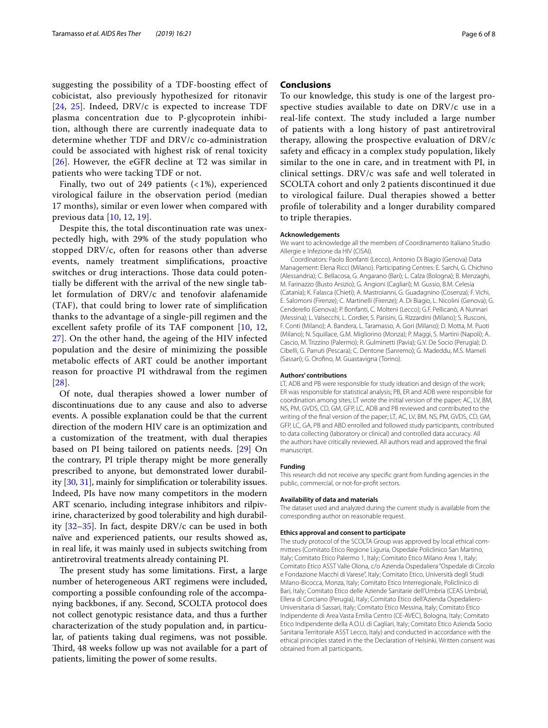suggesting the possibility of a TDF-boosting effect of cobicistat, also previously hypothesized for ritonavir [24, 25]. Indeed, DRV/c is expected to increase TDF plasma concentration due to P-glycoprotein inhibition, although there are currently inadequate data to determine whether TDF and DRV/c co-administration could be associated with highest risk of renal toxicity [26]. However, the eGFR decline at T2 was similar in patients who were tacking TDF or not.

Finally, two out of 249 patients (< 1%), experienced virological failure in the observation period (median 17 months), similar or even lower when compared with previous data [10, 12, 19].

Despite this, the total discontinuation rate was unexpectedly high, with 29% of the study population who stopped DRV/c, often for reasons other than adverse events, namely treatment simplifications, proactive switches or drug interactions. Those data could potentially be different with the arrival of the new single tablet formulation of DRV/c and tenofovir alafenamide (TAF), that could bring to lower rate of simplification thanks to the advantage of a single-pill regimen and the excellent safety profile of its TAF component [10, 12, 27]. On the other hand, the ageing of the HIV infected population and the desire of minimizing the possible metabolic effects of ART could be another important reason for proactive PI withdrawal from the regimen [28].

Of note, dual therapies showed a lower number of discontinuations due to any cause and also to adverse events. A possible explanation could be that the current direction of the modern HIV care is an optimization and a customization of the treatment, with dual therapies based on PI being tailored on patients needs. [29] On the contrary, PI triple therapy might be more generally prescribed to anyone, but demonstrated lower durability [30, 31], mainly for simplification or tolerability issues. Indeed, PIs have now many competitors in the modern ART scenario, including integrase inhibitors and rilpivirine, characterized by good tolerability and high durability [32–35]. In fact, despite DRV/c can be used in both naïve and experienced patients, our results showed as, in real life, it was mainly used in subjects switching from antiretroviral treatments already containing PI.

The present study has some limitations. First, a large number of heterogeneous ART regimens were included, comporting a possible confounding role of the accompanying backbones, if any. Second, SCOLTA protocol does not collect genotypic resistance data, and thus a further characterization of the study population and, in particular, of patients taking dual regimens, was not possible. Third, 48 weeks follow up was not available for a part of patients, limiting the power of some results.

## Conclusions

To our knowledge, this study is one of the largest prospective studies available to date on DRV/c use in a real-life context. The study included a large number of patients with a long history of past antiretroviral therapy, allowing the prospective evaluation of DRV/c safety and efficacy in a complex study population, likely similar to the one in care, and in treatment with PI, in clinical settings. DRV/c was safe and well tolerated in SCOLTA cohort and only 2 patients discontinued it due to virological failure. Dual therapies showed a better profile of tolerability and a longer durability compared to triple therapies.

#### Acknowledgements

We want to acknowledge all the members of Coordinamento Italiano Studio Allergie e Infezione da HIV (CISAI).

Coordinators: Paolo Bonfanti (Lecco), Antonio Di Biagio (Genova) Data Management: Elena Ricci (Milano). Participating Centres: E. Sarchi, G. Chichino (Alessandria); C. Bellacosa, G. Angarano (Bari); L. Calza (Bologna); B. Menzaghi, M. Farinazzo (Busto Arsizio); G. Angioni (Cagliari); M. Gussio, B.M. Celesia (Catania); K. Falasca (Chieti); A. Mastroianni, G. Guadagnino (Cosenza); F. Vichi, E. Salomoni (Firenze); C. Martinelli (Firenze); A. Di Biagio, L. Nicolini (Genova); G. Cenderello (Genova); P. Bonfanti, C. Molteni (Lecco); G.F. Pellicanò, A Nunnari (Messina); L. Valsecchi, L. Cordier, S. Parisini, G. Rizzardini (Milano); S. Rusconi, F. Conti (Milano); A. Bandera, L. Taramasso, A. Gori (Milano); D. Motta, M. Puoti (Milano); N. Squillace, G.M. Migliorino (Monza); P. Maggi, S. Martini (Napoli); A. Cascio, M. Trizzino (Palermo); R. Gulminetti (Pavia); G.V. De Socio (Perugia); D. Cibelli, G. Parruti (Pescara); C. Dentone (Sanremo); G. Madeddu, M.S. Mameli (Sassari); G. Orofino, M. Guastavigna (Torino).

#### Authors' contributions

LT, ADB and PB were responsible for study ideation and design of the work; ER was responsible for statistical analysis; PB, ER and ADB were responsible for coordination among sites; LT wrote the initial version of the paper; AC, LV, BM, NS, PM, GVDS, CD, GM, GFP, LC, ADB and PB reviewed and contributed to the writing of the final version of the paper; LT, AC, LV, BM, NS, PM, GVDS, CD, GM, GFP, LC, GA, PB and ABD enrolled and followed study participants, contributed to data collecting (laboratory or clinical) and controlled data accuracy. All the authors have critically reviewed. All authors read and approved the final manuscript.

#### Funding

This research did not receive any specific grant from funding agencies in the public, commercial, or not-for-profit sectors.

#### Availability of data and materials

The dataset used and analyzed during the current study is available from the corresponding author on reasonable request.

#### Ethics approval and consent to participate

The study protocol of the SCOLTA Group was approved by local ethical committees (Comitato Etico Regione Liguria, Ospedale Policlinico San Martino, Italy; Comitato Etico Palermo 1, Italy; Comitato Etico Milano Area 1, Italy; Comitato Etico ASST Valle Olona, c/o Azienda Ospedaliera "Ospedale di Circolo e Fondazione Macchi di Varese", Italy; Comitato Etico, Università degli Studi Milano-Bicocca, Monza, Italy; Comitato Etico Interregionale, Policlinico di Bari, Italy; Comitato Etico delle Aziende Sanitarie dell'Umbria (CEAS Umbria), Ellera di Corciano (Perugia), Italy; Comitato Etico dell'Azienda Ospedaliero-Universitaria di Sassari, Italy; Comitato Etico Messina, Italy; Comitato Etico Indipendente di Area Vasta Emilia Centro (CE-AVEC), Bologna, Italy; Comitato Etico Indipendente della A.O.U. di Cagliari, Italy; Comitato Etico Azienda Socio Sanitaria Territoriale ASST Lecco, Italy) and conducted in accordance with the ethical principles stated in the Declaration of Helsinki. Written consent was obtained from all participants.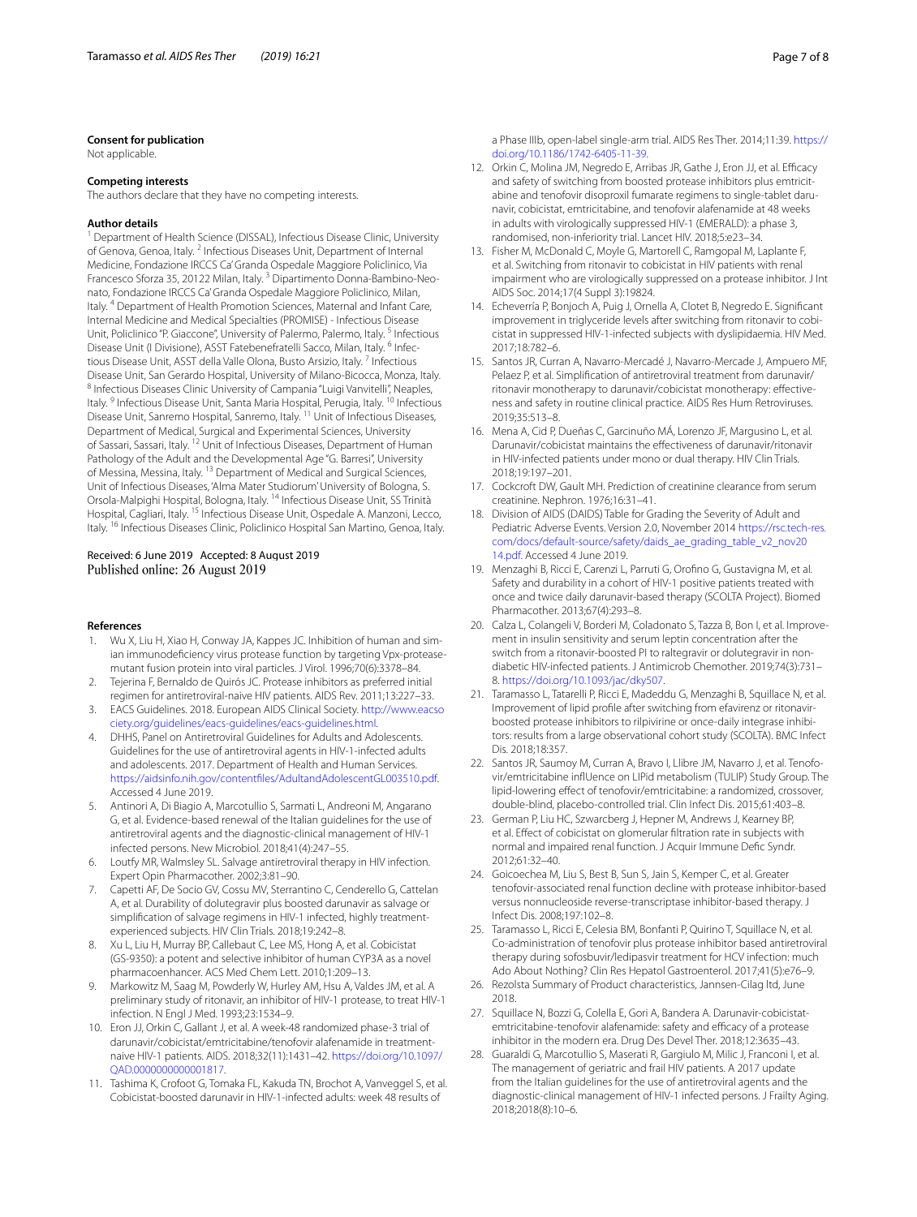### Consent for publication

Not applicable.

### Competing interests

The authors declare that they have no competing interests.

### Author details

[1] Department of Health Science (DISSAL), Infectious Disease Clinic, University of Genova, Genoa, Italy. [2] Infectious Diseases Unit, Department of Internal Medicine, Fondazione IRCCS Ca' Granda Ospedale Maggiore Policlinico, Via Francesco Sforza 35, 20122 Milan, Italy. [3] Dipartimento Donna-Bambino-Neonato, Fondazione IRCCS Ca' Granda Ospedale Maggiore Policlinico, Milan, Italy. [4] Department of Health Promotion Sciences, Maternal and Infant Care, Internal Medicine and Medical Specialties (PROMISE) - Infectious Disease Unit, Policlinico "P. Giaccone", University of Palermo, Palermo, Italy. [5] Infectious Disease Unit (I Divisione), ASST Fatebenefratelli Sacco, Milan, Italy. [6] Infectious Disease Unit, ASST della Valle Olona, Busto Arsizio, Italy. [7] Infectious Disease Unit, San Gerardo Hospital, University of Milano-Bicocca, Monza, Italy. [8] Infectious Diseases Clinic University of Campania "Luigi Vanvitelli", Neaples, Italy. [9] Infectious Disease Unit, Santa Maria Hospital, Perugia, Italy. [10] Infectious Disease Unit, Sanremo Hospital, Sanremo, Italy. [11] Unit of Infectious Diseases, Department of Medical, Surgical and Experimental Sciences, University of Sassari, Sassari, Italy. [12] Unit of Infectious Diseases, Department of Human Pathology of the Adult and the Developmental Age "G. Barresi", University of Messina, Messina, Italy. [13] Department of Medical and Surgical Sciences, Unit of Infectious Diseases, 'Alma Mater Studiorum' University of Bologna, S. Orsola-Malpighi Hospital, Bologna, Italy. [14] Infectious Disease Unit, SS Trinità Hospital, Cagliari, Italy. [15] Infectious Disease Unit, Ospedale A. Manzoni, Lecco, Italy. [16] Infectious Diseases Clinic, Policlinico Hospital San Martino, Genoa, Italy.

Received: 6 June 2019 Accepted: 8 August 2019
Published online: 26 August 2019

### References

1. Wu X, Liu H, Xiao H, Conway JA, Kappes JC. Inhibition of human and simian immunodeficiency virus protease function by targeting Vpx-protease-mutant fusion protein into viral particles. J Virol. 1996;70(6):3378–84.
2. Tejerina F, Bernaldo de Quirós JC. Protease inhibitors as preferred initial regimen for antiretroviral-naive HIV patients. AIDS Rev. 2011;13:227–33.
3. EACS Guidelines. 2018. European AIDS Clinical Society. http://www.eacsociety.org/guidelines/eacs-guidelines/eacs-guidelines.html.
4. DHHS, Panel on Antiretroviral Guidelines for Adults and Adolescents. Guidelines for the use of antiretroviral agents in HIV-1-infected adults and adolescents. 2017. Department of Health and Human Services. https://aidsinfo.nih.gov/contentfiles/AdultandAdolescentGL003510.pdf. Accessed 4 June 2019.
5. Antinori A, Di Biagio A, Marcotullio S, Sarmati L, Andreoni M, Angarano G, et al. Evidence-based renewal of the Italian guidelines for the use of antiretroviral agents and the diagnostic-clinical management of HIV-1 infected persons. New Microbiol. 2018;41(4):247–55.
6. Loutfy MR, Walmsley SL. Salvage antiretroviral therapy in HIV infection. Expert Opin Pharmacother. 2002;3:81–90.
7. Capetti AF, De Socio GV, Cossu MV, Sterrantino C, Cenderello G, Cattelan A, et al. Durability of dolutegravir plus boosted darunavir as salvage or simplification of salvage regimens in HIV-1 infected, highly treatment-experienced subjects. HIV Clin Trials. 2018;19:242–8.
8. Xu L, Liu H, Murray BP, Callebaut C, Lee MS, Hong A, et al. Cobicistat (GS-9350): a potent and selective inhibitor of human CYP3A as a novel pharmacoenhancer. ACS Med Chem Lett. 2010;1:209–13.
9. Markowitz M, Saag M, Powderly W, Hurley AM, Hsu A, Valdes JM, et al. A preliminary study of ritonavir, an inhibitor of HIV-1 protease, to treat HIV-1 infection. N Engl J Med. 1993;23:1534–9.
10. Eron JJ, Orkin C, Gallant J, et al. A week-48 randomized phase-3 trial of darunavir/cobicistat/emtricitabine/tenofovir alafenamide in treatment-naive HIV-1 patients. AIDS. 2018;32(11):1431–42. https://doi.org/10.1097/QAD.0000000000001817.
11. Tashima K, Crofoot G, Tomaka FL, Kakuda TN, Brochot A, Vanveggel S, et al. Cobicistat-boosted darunavir in HIV-1-infected adults: week 48 results of a Phase IIIb, open-label single-arm trial. AIDS Res Ther. 2014;11:39. https://doi.org/10.1186/1742-6405-11-39.
12. Orkin C, Molina JM, Negredo E, Arribas JR, Gathe J, Eron JJ, et al. Efficacy and safety of switching from boosted protease inhibitors plus emtricitabine and tenofovir disoproxil fumarate regimens to single-tablet darunavir, cobicistat, emtricitabine, and tenofovir alafenamide at 48 weeks in adults with virologically suppressed HIV-1 (EMERALD): a phase 3, randomised, non-inferiority trial. Lancet HIV. 2018;5:e23–34.
13. Fisher M, McDonald C, Moyle G, Martorell C, Ramgopal M, Laplante F, et al. Switching from ritonavir to cobicistat in HIV patients with renal impairment who are virologically suppressed on a protease inhibitor. J Int AIDS Soc. 2014;17(4 Suppl 3):19824.
14. Echeverría P, Bonjoch A, Puig J, Ornella A, Clotet B, Negredo E. Significant improvement in triglyceride levels after switching from ritonavir to cobicistat in suppressed HIV-1-infected subjects with dyslipidaemia. HIV Med. 2017;18:782–6.
15. Santos JR, Curran A, Navarro-Mercadé J, Navarro-Mercade J, Ampuero MF, Pelaez P, et al. Simplification of antiretroviral treatment from darunavir/ritonavir monotherapy to darunavir/cobicistat monotherapy: effectiveness and safety in routine clinical practice. AIDS Res Hum Retroviruses. 2019;35:513–8.
16. Mena A, Cid P, Dueñas C, Garcinuño MÁ, Lorenzo JF, Margusino L, et al. Darunavir/cobicistat maintains the effectiveness of darunavir/ritonavir in HIV-infected patients under mono or dual therapy. HIV Clin Trials. 2018;19:197–201.
17. Cockcroft DW, Gault MH. Prediction of creatinine clearance from serum creatinine. Nephron. 1976;16:31–41.
18. Division of AIDS (DAIDS) Table for Grading the Severity of Adult and Pediatric Adverse Events. Version 2.0, November 2014 https://rsc.tech-res.com/docs/default-source/safety/daids_ae_grading_table_v2_nov2014.pdf. Accessed 4 June 2019.
19. Menzaghi B, Ricci E, Carenzi L, Parruti G, Orofino G, Gustavigna M, et al. Safety and durability in a cohort of HIV-1 positive patients treated with once and twice daily darunavir-based therapy (SCOLTA Project). Biomed Pharmacother. 2013;67(4):293–8.
20. Calza L, Colangeli V, Borderi M, Coladonato S, Tazza B, Bon I, et al. Improvement in insulin sensitivity and serum leptin concentration after the switch from a ritonavir-boosted PI to raltegravir or dolutegravir in non-diabetic HIV-infected patients. J Antimicrob Chemother. 2019;74(3):731–8. https://doi.org/10.1093/jac/dky507.
21. Taramasso L, Tatarelli P, Ricci E, Madeddu G, Menzaghi B, Squillace N, et al. Improvement of lipid profile after switching from efavirenz or ritonavir-boosted protease inhibitors to rilpivirine or once-daily integrase inhibitors: results from a large observational cohort study (SCOLTA). BMC Infect Dis. 2018;18:357.
22. Santos JR, Saumoy M, Curran A, Bravo I, Llibre JM, Navarro J, et al. Tenofovir/emtricitabine inflUence on LIPid metabolism (TULIP) Study Group. The lipid-lowering effect of tenofovir/emtricitabine: a randomized, crossover, double-blind, placebo-controlled trial. Clin Infect Dis. 2015;61:403–8.
23. German P, Liu HC, Szwarcberg J, Hepner M, Andrews J, Kearney BP, et al. Effect of cobicistat on glomerular filtration rate in subjects with normal and impaired renal function. J Acquir Immune Defic Syndr. 2012;61:32–40.
24. Goicoechea M, Liu S, Best B, Sun S, Jain S, Kemper C, et al. Greater tenofovir-associated renal function decline with protease inhibitor-based versus nonnucleoside reverse-transcriptase inhibitor-based therapy. J Infect Dis. 2008;197:102–8.
25. Taramasso L, Ricci E, Celesia BM, Bonfanti P, Quirino T, Squillace N, et al. Co-administration of tenofovir plus protease inhibitor based antiretroviral therapy during sofosbuvir/ledipasvir treatment for HCV infection: much Ado About Nothing? Clin Res Hepatol Gastroenterol. 2017;41(5):e76–9.
26. Rezolsta Summary of Product characteristics, Jannsen-Cilag ltd, June 2018.
27. Squillace N, Bozzi G, Colella E, Gori A, Bandera A. Darunavir-cobicistat-emtricitabine-tenofovir alafenamide: safety and efficacy of a protease inhibitor in the modern era. Drug Des Devel Ther. 2018;12:3635–43.
28. Guaraldi G, Marcotullio S, Maserati R, Gargiulo M, Milic J, Franconi I, et al. The management of geriatric and frail HIV patients. A 2017 update from the Italian guidelines for the use of antiretroviral agents and the diagnostic-clinical management of HIV-1 infected persons. J Frailty Aging. 2018;2018(8):10–6.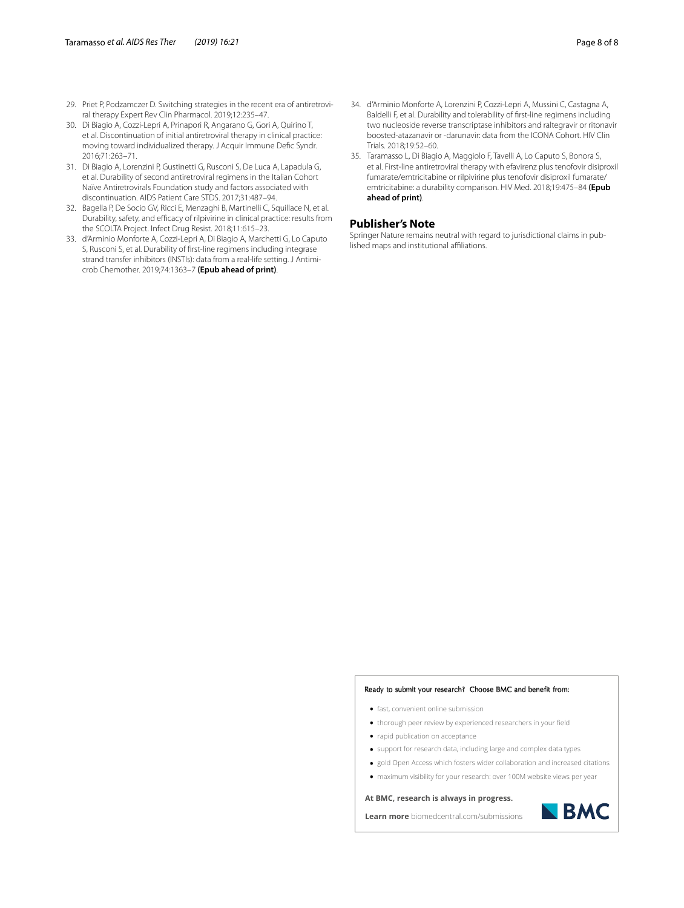29. Priet P, Podzamczer D. Switching strategies in the recent era of antiretroviral therapy Expert Rev Clin Pharmacol. 2019;12:235–47.
30. Di Biagio A, Cozzi-Lepri A, Prinapori R, Angarano G, Gori A, Quirino T, et al. Discontinuation of initial antiretroviral therapy in clinical practice: moving toward individualized therapy. J Acquir Immune Defic Syndr. 2016;71:263–71.
31. Di Biagio A, Lorenzini P, Gustinetti G, Rusconi S, De Luca A, Lapadula G, et al. Durability of second antiretroviral regimens in the Italian Cohort Naive Antiretrovirals Foundation study and factors associated with discontinuation. AIDS Patient Care STDS. 2017;31:487–94.
32. Bagella P, De Socio GV, Ricci E, Menzaghi B, Martinelli C, Squillace N, et al. Durability, safety, and efficacy of rilpivirine in clinical practice: results from the SCOLTA Project. Infect Drug Resist. 2018;11:615–23.
33. d'Arminio Monforte A, Cozzi-Lepri A, Di Biagio A, Marchetti G, Lo Caputo S, Rusconi S, et al. Durability of first-line regimens including integrase strand transfer inhibitors (INSTIs): data from a real-life setting. J Antimicrob Chemother. 2019;74:1363–7 **(Epub ahead of print)**.
34. d'Arminio Monforte A, Lorenzini P, Cozzi-Lepri A, Mussini C, Castagna A, Baldelli F, et al. Durability and tolerability of first-line regimens including two nucleoside reverse transcriptase inhibitors and raltegravir or ritonavir boosted-atazanavir or -darunavir: data from the ICONA Cohort. HIV Clin Trials. 2018;19:52–60.
35. Taramasso L, Di Biagio A, Maggiolo F, Tavelli A, Lo Caputo S, Bonora S, et al. First-line antiretroviral therapy with efavirenz plus tenofovir disiproxil fumarate/emtricitabine or rilpivirine plus tenofovir disiproxil fumarate/emtricitabine: a durability comparison. HIV Med. 2018;19:475–84 **(Epub ahead of print)**.

## Publisher's Note

Springer Nature remains neutral with regard to jurisdictional claims in published maps and institutional affiliations.

Ready to submit your research? Choose BMC and benefit from:

- fast, convenient online submission
- thorough peer review by experienced researchers in your field
- rapid publication on acceptance
- support for research data, including large and complex data types
- gold Open Access which fosters wider collaboration and increased citations
- maximum visibility for your research: over 100M website views per year

**At BMC, research is always in progress.**

**Learn more** biomedcentral.com/submissions

BMC